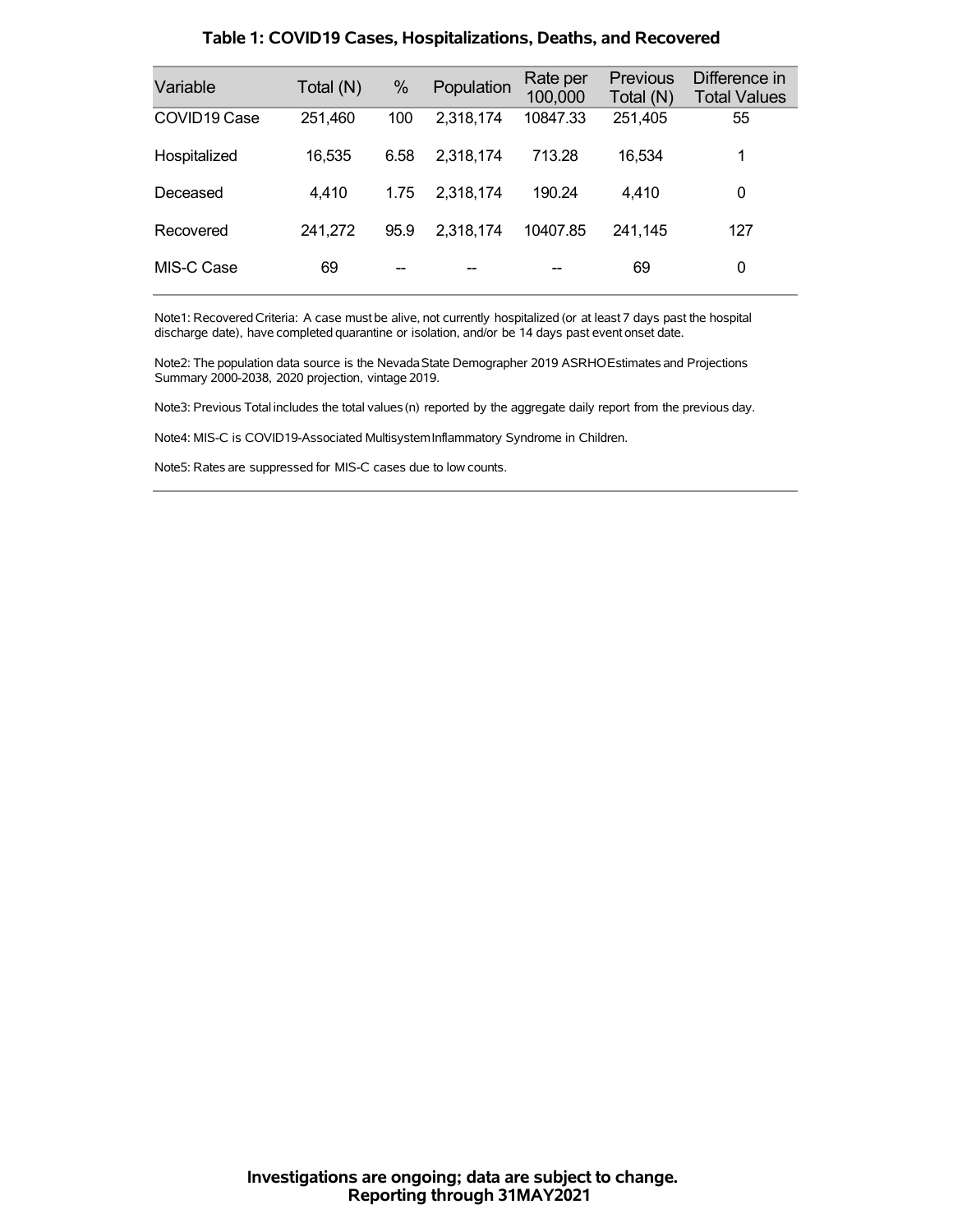### Table 1: COVID19 Cases, Hospitalizations, Deaths, and Recovered

| Variable | Total (N) | % | Population | Rate per 100,000 | Previous Total (N) | Difference in Total Values |
|---|---|---|---|---|---|---|
| COVID19 Case | 251,460 | 100 | 2,318,174 | 10847.33 | 251,405 | 55 |
| Hospitalized | 16,535 | 6.58 | 2,318,174 | 713.28 | 16,534 | 1 |
| Deceased | 4,410 | 1.75 | 2,318,174 | 190.24 | 4,410 | 0 |
| Recovered | 241,272 | 95.9 | 2,318,174 | 10407.85 | 241,145 | 127 |
| MIS-C Case | 69 | -- | -- | -- | 69 | 0 |

Note1: Recovered Criteria: A case must be alive, not currently hospitalized (or at least 7 days past the hospital discharge date), have completed quarantine or isolation, and/or be 14 days past event onset date.

Note2: The population data source is the Nevada State Demographer 2019 ASRHO Estimates and Projections Summary 2000-2038, 2020 projection, vintage 2019.

Note3: Previous Total includes the total values (n) reported by the aggregate daily report from the previous day.

Note4: MIS-C is COVID19-Associated Multisystem Inflammatory Syndrome in Children.

Note5: Rates are suppressed for MIS-C cases due to low counts.

**Investigations are ongoing; data are subject to change.**
**Reporting through 31MAY2021**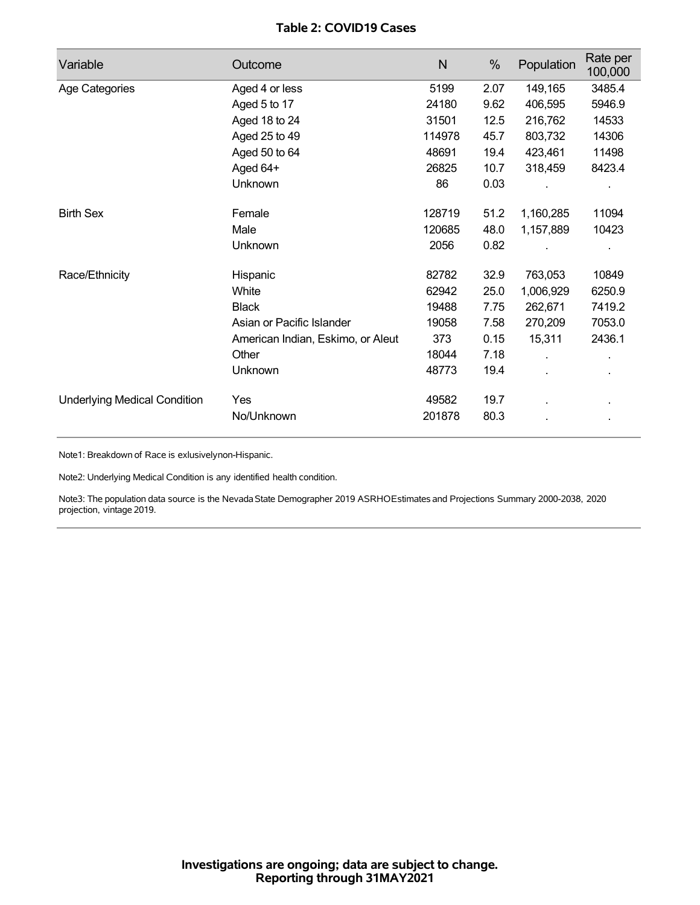## Table 2: COVID19 Cases

| Variable | Outcome | N | % | Population | Rate per 100,000 |
|---|---|---|---|---|---|
| Age Categories | Aged 4 or less | 5199 | 2.07 | 149,165 | 3485.4 |
| | Aged 5 to 17 | 24180 | 9.62 | 406,595 | 5946.9 |
| | Aged 18 to 24 | 31501 | 12.5 | 216,762 | 14533 |
| | Aged 25 to 49 | 114978 | 45.7 | 803,732 | 14306 |
| | Aged 50 to 64 | 48691 | 19.4 | 423,461 | 11498 |
| | Aged 64+ | 26825 | 10.7 | 318,459 | 8423.4 |
| | Unknown | 86 | 0.03 | . | . |
| Birth Sex | Female | 128719 | 51.2 | 1,160,285 | 11094 |
| | Male | 120685 | 48.0 | 1,157,889 | 10423 |
| | Unknown | 2056 | 0.82 | . | . |
| Race/Ethnicity | Hispanic | 82782 | 32.9 | 763,053 | 10849 |
| | White | 62942 | 25.0 | 1,006,929 | 6250.9 |
| | Black | 19488 | 7.75 | 262,671 | 7419.2 |
| | Asian or Pacific Islander | 19058 | 7.58 | 270,209 | 7053.0 |
| | American Indian, Eskimo, or Aleut | 373 | 0.15 | 15,311 | 2436.1 |
| | Other | 18044 | 7.18 | . | . |
| | Unknown | 48773 | 19.4 | . | . |
| Underlying Medical Condition | Yes | 49582 | 19.7 | . | . |
| | No/Unknown | 201878 | 80.3 | . | . |

Note1: Breakdown of Race is exlusivelynon-Hispanic.

Note2: Underlying Medical Condition is any identified health condition.

Note3: The population data source is the Nevada State Demographer 2019 ASRHOEstimates and Projections Summary 2000-2038, 2020 projection, vintage 2019.

**Investigations are ongoing; data are subject to change.**
**Reporting through 31MAY2021**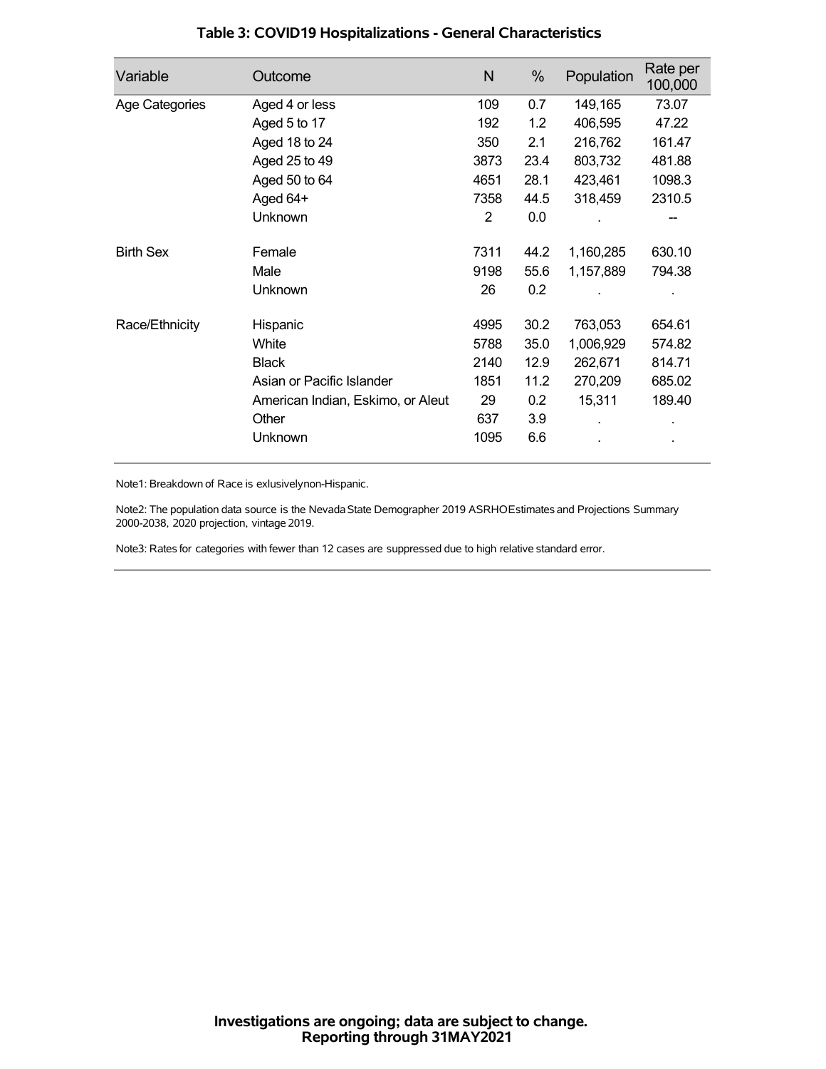## Table 3: COVID19 Hospitalizations - General Characteristics

| Variable | Outcome | N | % | Population | Rate per 100,000 |
|---|---|---|---|---|---|
| Age Categories | Aged 4 or less | 109 | 0.7 | 149,165 | 73.07 |
| | Aged 5 to 17 | 192 | 1.2 | 406,595 | 47.22 |
| | Aged 18 to 24 | 350 | 2.1 | 216,762 | 161.47 |
| | Aged 25 to 49 | 3873 | 23.4 | 803,732 | 481.88 |
| | Aged 50 to 64 | 4651 | 28.1 | 423,461 | 1098.3 |
| | Aged 64+ | 7358 | 44.5 | 318,459 | 2310.5 |
| | Unknown | 2 | 0.0 | . | -- |
| Birth Sex | Female | 7311 | 44.2 | 1,160,285 | 630.10 |
| | Male | 9198 | 55.6 | 1,157,889 | 794.38 |
| | Unknown | 26 | 0.2 | . | . |
| Race/Ethnicity | Hispanic | 4995 | 30.2 | 763,053 | 654.61 |
| | White | 5788 | 35.0 | 1,006,929 | 574.82 |
| | Black | 2140 | 12.9 | 262,671 | 814.71 |
| | Asian or Pacific Islander | 1851 | 11.2 | 270,209 | 685.02 |
| | American Indian, Eskimo, or Aleut | 29 | 0.2 | 15,311 | 189.40 |
| | Other | 637 | 3.9 | . | . |
| | Unknown | 1095 | 6.6 | . | . |

Note1: Breakdown of Race is exlusivelynon-Hispanic.

Note2: The population data source is the Nevada State Demographer 2019 ASRHOEstimates and Projections Summary 2000-2038, 2020 projection, vintage 2019.

Note3: Rates for categories with fewer than 12 cases are suppressed due to high relative standard error.

**Investigations are ongoing; data are subject to change.**
**Reporting through 31MAY2021**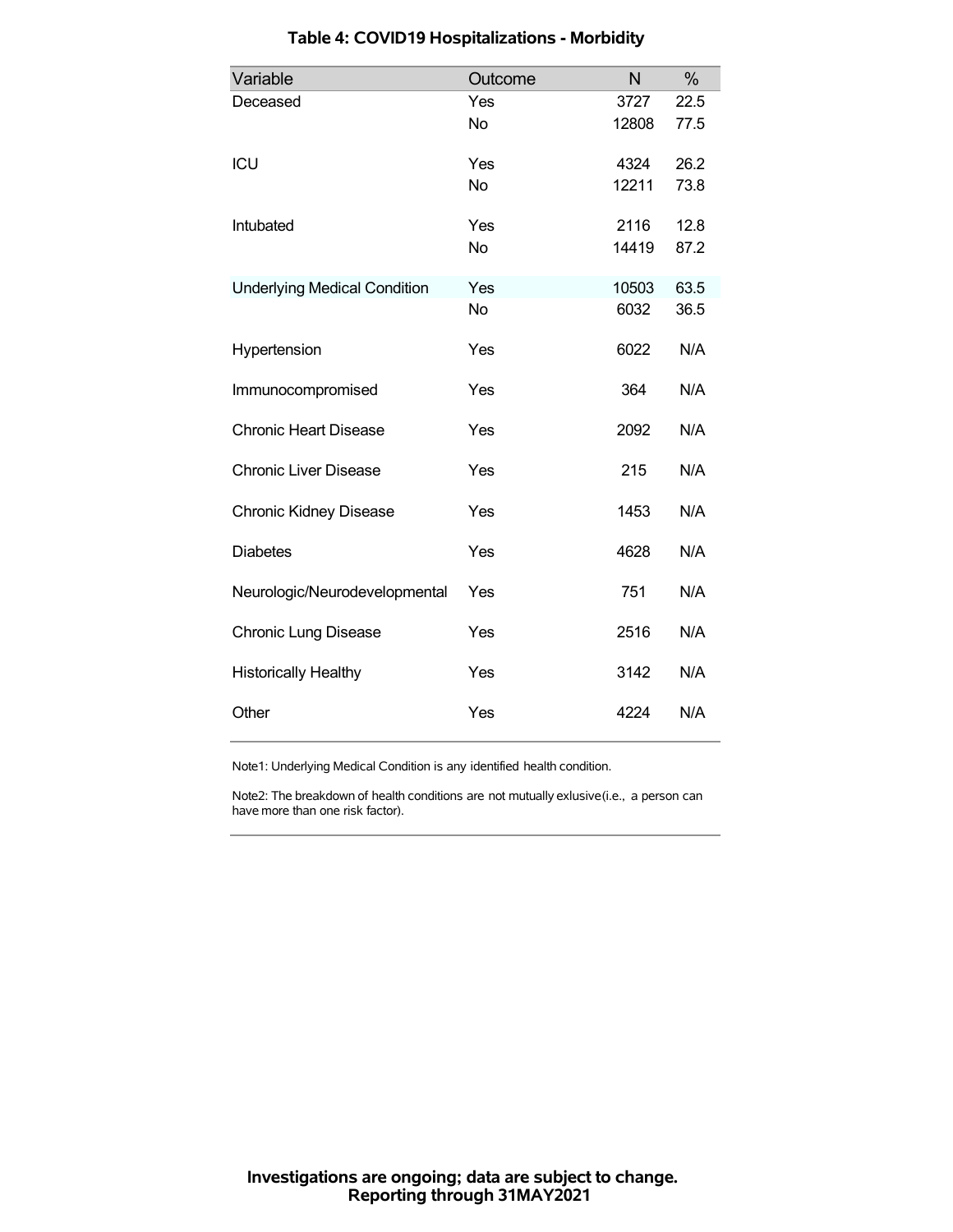## Table 4: COVID19 Hospitalizations - Morbidity

| Variable | Outcome | N | % |
|---|---|---|---|
| Deceased | Yes | 3727 | 22.5 |
| | No | 12808 | 77.5 |
| ICU | Yes | 4324 | 26.2 |
| | No | 12211 | 73.8 |
| Intubated | Yes | 2116 | 12.8 |
| | No | 14419 | 87.2 |
| Underlying Medical Condition | Yes | 10503 | 63.5 |
| | No | 6032 | 36.5 |
| Hypertension | Yes | 6022 | N/A |
| Immunocompromised | Yes | 364 | N/A |
| Chronic Heart Disease | Yes | 2092 | N/A |
| Chronic Liver Disease | Yes | 215 | N/A |
| Chronic Kidney Disease | Yes | 1453 | N/A |
| Diabetes | Yes | 4628 | N/A |
| Neurologic/Neurodevelopmental | Yes | 751 | N/A |
| Chronic Lung Disease | Yes | 2516 | N/A |
| Historically Healthy | Yes | 3142 | N/A |
| Other | Yes | 4224 | N/A |

Note1: Underlying Medical Condition is any identified health condition.

Note2: The breakdown of health conditions are not mutually exlusive(i.e., a person can have more than one risk factor).

**Investigations are ongoing; data are subject to change.**
**Reporting through 31MAY2021**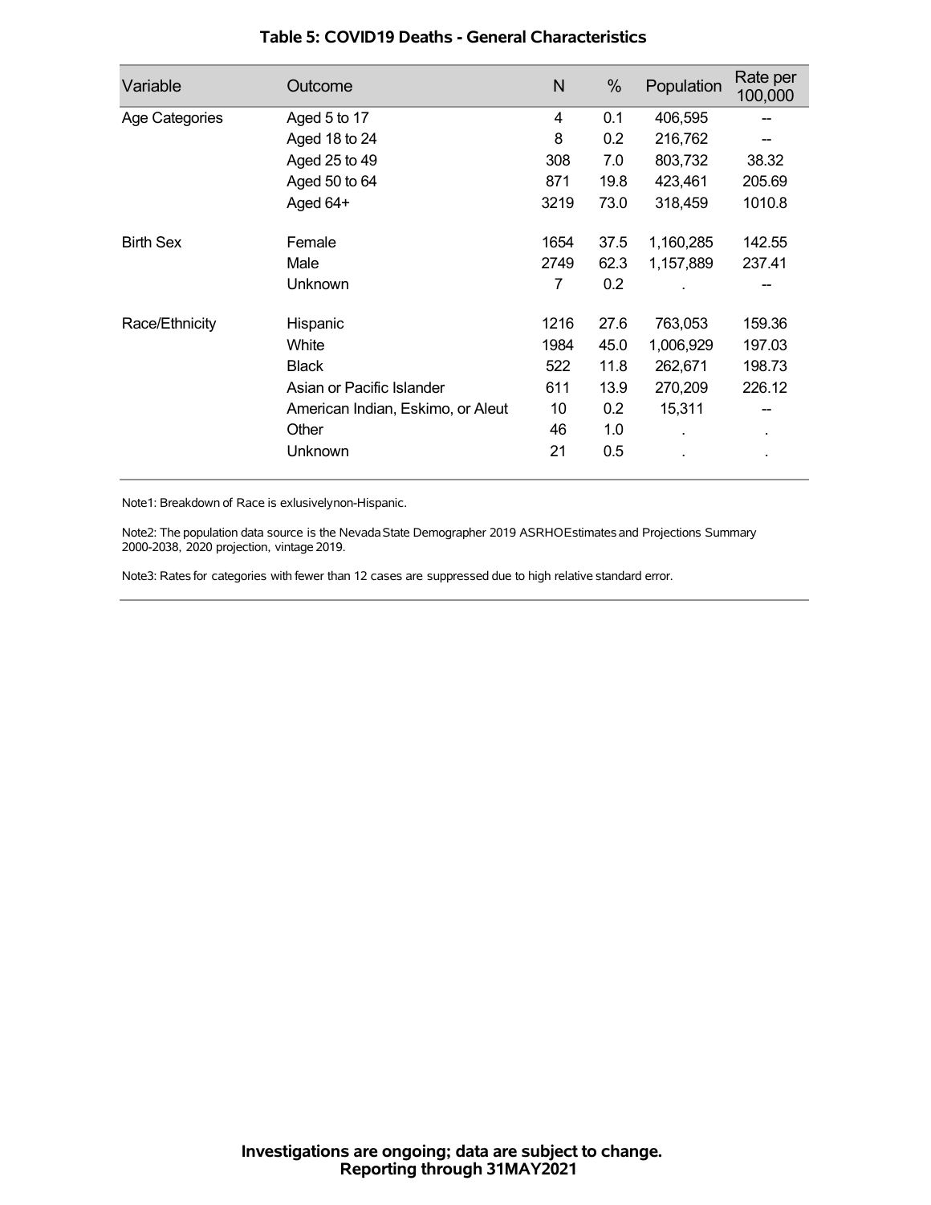### Table 5: COVID19 Deaths - General Characteristics

| Variable | Outcome | N | % | Population | Rate per 100,000 |
|---|---|---|---|---|---|
| Age Categories | Aged 5 to 17 | 4 | 0.1 | 406,595 | -- |
| | Aged 18 to 24 | 8 | 0.2 | 216,762 | -- |
| | Aged 25 to 49 | 308 | 7.0 | 803,732 | 38.32 |
| | Aged 50 to 64 | 871 | 19.8 | 423,461 | 205.69 |
| | Aged 64+ | 3219 | 73.0 | 318,459 | 1010.8 |
| Birth Sex | Female | 1654 | 37.5 | 1,160,285 | 142.55 |
| | Male | 2749 | 62.3 | 1,157,889 | 237.41 |
| | Unknown | 7 | 0.2 | . | -- |
| Race/Ethnicity | Hispanic | 1216 | 27.6 | 763,053 | 159.36 |
| | White | 1984 | 45.0 | 1,006,929 | 197.03 |
| | Black | 522 | 11.8 | 262,671 | 198.73 |
| | Asian or Pacific Islander | 611 | 13.9 | 270,209 | 226.12 |
| | American Indian, Eskimo, or Aleut | 10 | 0.2 | 15,311 | -- |
| | Other | 46 | 1.0 | . | . |
| | Unknown | 21 | 0.5 | . | . |

Note1: Breakdown of Race is exlusivelynon-Hispanic.

Note2: The population data source is the Nevada State Demographer 2019 ASRHO Estimates and Projections Summary 2000-2038, 2020 projection, vintage 2019.

Note3: Rates for categories with fewer than 12 cases are suppressed due to high relative standard error.

**Investigations are ongoing; data are subject to change.**
**Reporting through 31MAY2021**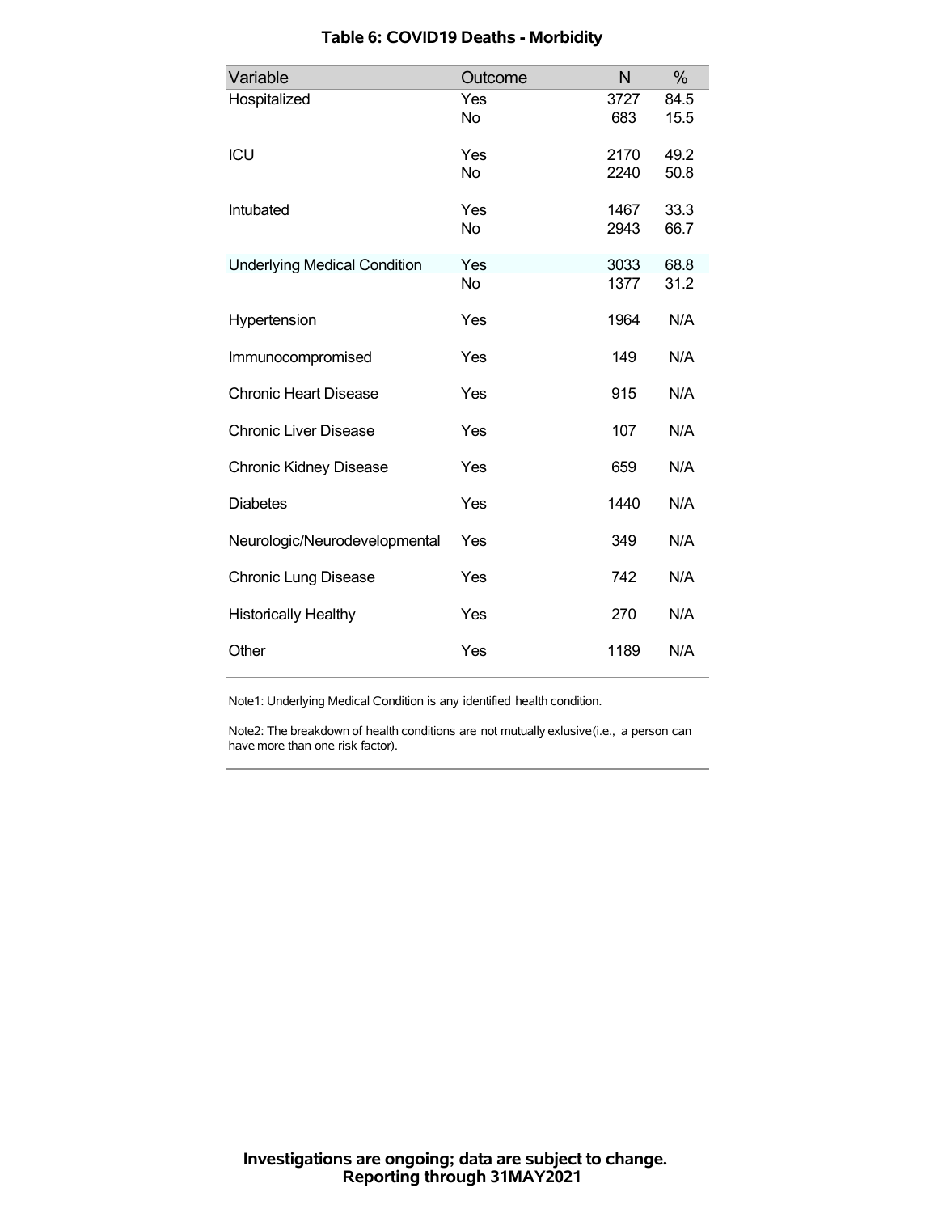## Table 6: COVID19 Deaths - Morbidity

| Variable | Outcome | N | % |
|---|---|---|---|
| Hospitalized | Yes | 3727 | 84.5 |
| | No | 683 | 15.5 |
| ICU | Yes | 2170 | 49.2 |
| | No | 2240 | 50.8 |
| Intubated | Yes | 1467 | 33.3 |
| | No | 2943 | 66.7 |
| Underlying Medical Condition | Yes | 3033 | 68.8 |
| | No | 1377 | 31.2 |
| Hypertension | Yes | 1964 | N/A |
| Immunocompromised | Yes | 149 | N/A |
| Chronic Heart Disease | Yes | 915 | N/A |
| Chronic Liver Disease | Yes | 107 | N/A |
| Chronic Kidney Disease | Yes | 659 | N/A |
| Diabetes | Yes | 1440 | N/A |
| Neurologic/Neurodevelopmental | Yes | 349 | N/A |
| Chronic Lung Disease | Yes | 742 | N/A |
| Historically Healthy | Yes | 270 | N/A |
| Other | Yes | 1189 | N/A |

Note1: Underlying Medical Condition is any identified health condition.

Note2: The breakdown of health conditions are not mutually exlusive(i.e., a person can have more than one risk factor).

**Investigations are ongoing; data are subject to change.**
**Reporting through 31MAY2021**